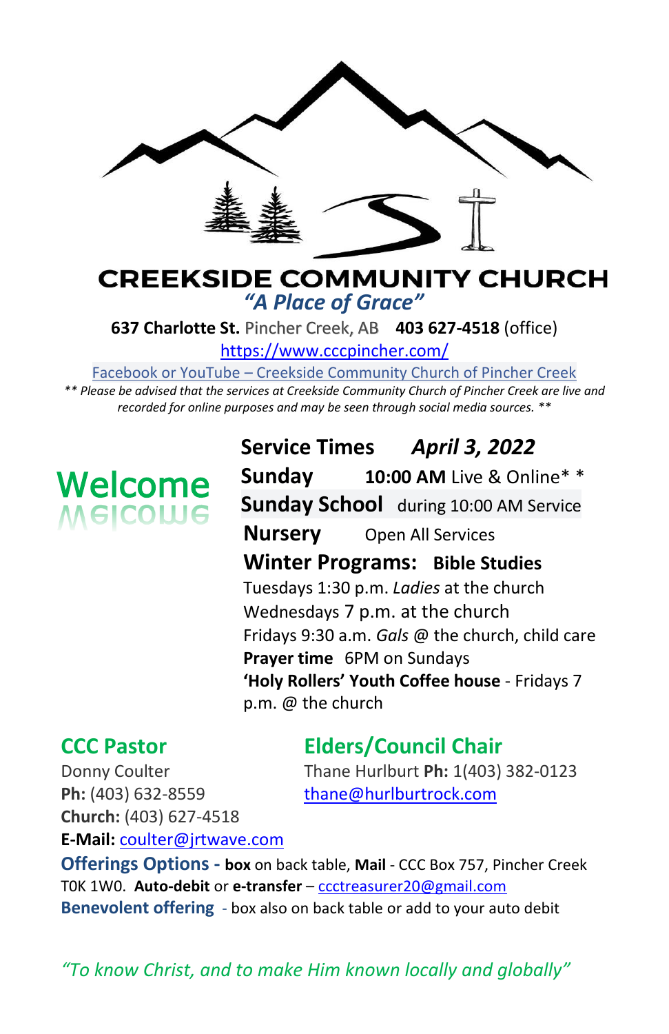# CREEKSIDE COMMUNITY CHURCH

*"A Place of Grace"*

**637 Charlotte St.** Pincher Creek, AB **403 627-4518** (office)

https://www.cccpincher.com/

Facebook or YouTube – Creekside Community Church of Pincher Creek

*** Please be advised that the services at Creekside Community Church of Pincher Creek are live and recorded for online purposes and may be seen through social media sources. ***

## Welcome

**Service Times** ***April 3, 2022***

**Sunday** **10:00 AM** Live & Online* *

**Sunday School** during 10:00 AM Service

**Nursery** Open All Services

**Winter Programs: Bible Studies**

Tuesdays 1:30 p.m. *Ladies* at the church

Wednesdays 7 p.m. at the church

Fridays 9:30 a.m. *Gals* @ the church, child care

**Prayer time** 6PM on Sundays

**'Holy Rollers' Youth Coffee house** - Fridays 7 p.m. @ the church

### CCC Pastor

Donny Coulter

**Ph:** (403) 632-8559

**Church:** (403) 627-4518

**E-Mail:** coulter@jrtwave.com

### Elders/Council Chair

Thane Hurlburt **Ph:** 1(403) 382-0123

thane@hurlburtrock.com

**Offerings Options - box** on back table, **Mail** - CCC Box 757, Pincher Creek T0K 1W0. **Auto-debit** or **e-transfer** – ccctreasurer20@gmail.com

**Benevolent offering** - box also on back table or add to your auto debit

*"To know Christ, and to make Him known locally and globally"*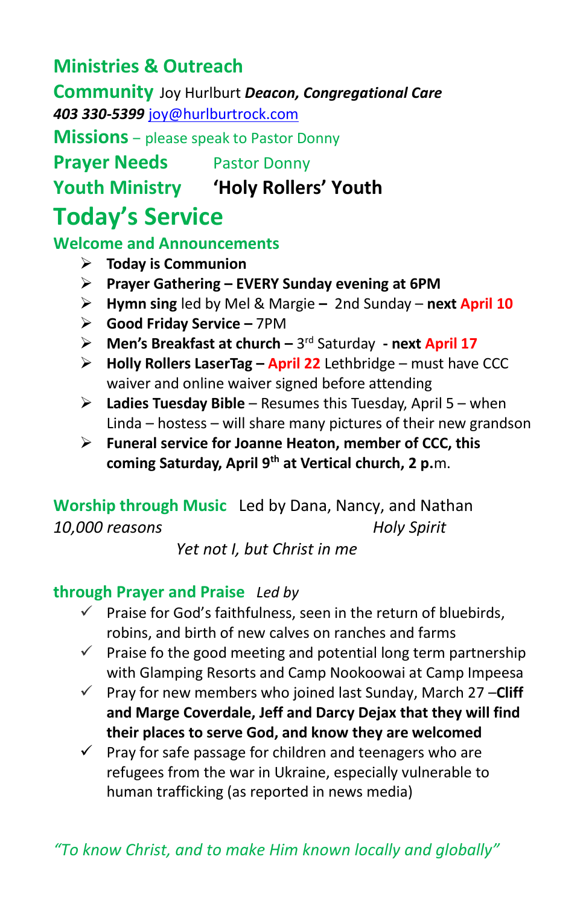## Ministries & Outreach

**Community** Joy Hurlburt ***Deacon, Congregational Care***
***403 330-5399*** joy@hurlburtrock.com

**Missions** – please speak to Pastor Donny

**Prayer Needs** Pastor Donny

**Youth Ministry** **'Holy Rollers' Youth**

# Today's Service

### Welcome and Announcements

- **Today is Communion**
- **Prayer Gathering – EVERY Sunday evening at 6PM**
- **Hymn sing** led by Mel & Margie **–** 2nd Sunday – **next April 10**
- **Good Friday Service –** 7PM
- **Men's Breakfast at church –** 3rd Saturday **- next April 17**
- **Holly Rollers LaserTag – April 22** Lethbridge – must have CCC waiver and online waiver signed before attending
- **Ladies Tuesday Bible** – Resumes this Tuesday, April 5 – when Linda – hostess – will share many pictures of their new grandson
- **Funeral service for Joanne Heaton, member of CCC, this coming Saturday, April 9th at Vertical church, 2 p.**m.

### Worship through Music

Led by Dana, Nancy, and Nathan

*10,000 reasons*

*Holy Spirit*

*Yet not I, but Christ in me*

### through Prayer and Praise

*Led by*

- ✓ Praise for God's faithfulness, seen in the return of bluebirds, robins, and birth of new calves on ranches and farms
- ✓ Praise fo the good meeting and potential long term partnership with Glamping Resorts and Camp Nookoowai at Camp Impeesa
- ✓ Pray for new members who joined last Sunday, March 27 –**Cliff and Marge Coverdale, Jeff and Darcy Dejax that they will find their places to serve God, and know they are welcomed**
- ✓ Pray for safe passage for children and teenagers who are refugees from the war in Ukraine, especially vulnerable to human trafficking (as reported in news media)

*"To know Christ, and to make Him known locally and globally"*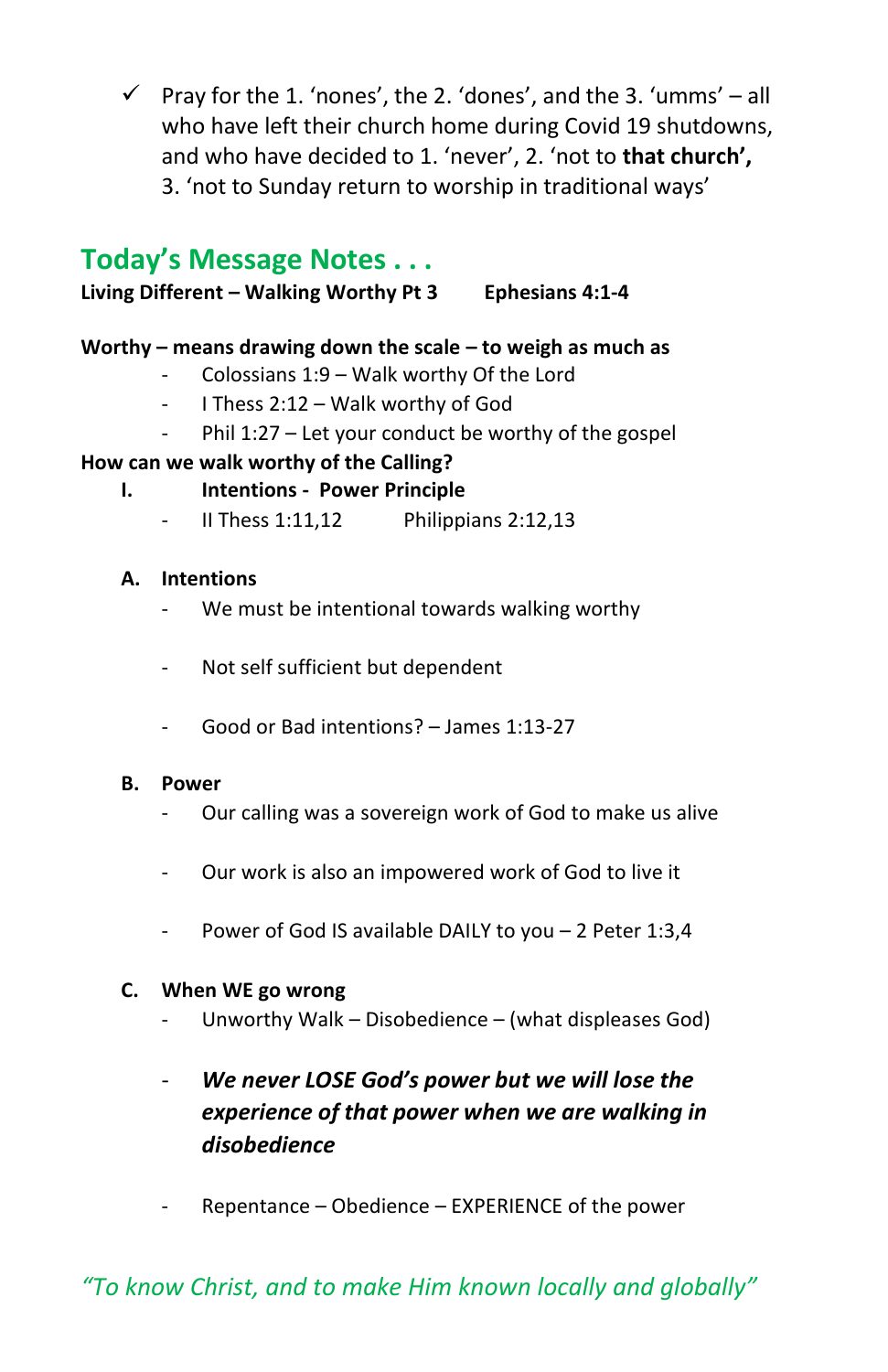- ✓ Pray for the 1. 'nones', the 2. 'dones', and the 3. 'umms' – all who have left their church home during Covid 19 shutdowns, and who have decided to 1. 'never', 2. 'not to **that church',** 3. 'not to Sunday return to worship in traditional ways'

## Today's Message Notes . . .

**Living Different – Walking Worthy Pt 3      Ephesians 4:1-4**

**Worthy – means drawing down the scale – to weigh as much as**

- Colossians 1:9 – Walk worthy Of the Lord
- I Thess 2:12 – Walk worthy of God
- Phil 1:27 – Let your conduct be worthy of the gospel

**How can we walk worthy of the Calling?**

**I. Intentions - Power Principle**

- II Thess 1:11,12      Philippians 2:12,13

**A. Intentions**

- We must be intentional towards walking worthy
- Not self sufficient but dependent
- Good or Bad intentions? – James 1:13-27

**B. Power**

- Our calling was a sovereign work of God to make us alive
- Our work is also an impowered work of God to live it
- Power of God IS available DAILY to you – 2 Peter 1:3,4

**C. When WE go wrong**

- Unworthy Walk – Disobedience – (what displeases God)
- ***We never LOSE God's power but we will lose the experience of that power when we are walking in disobedience***
- Repentance – Obedience – EXPERIENCE of the power

*"To know Christ, and to make Him known locally and globally"*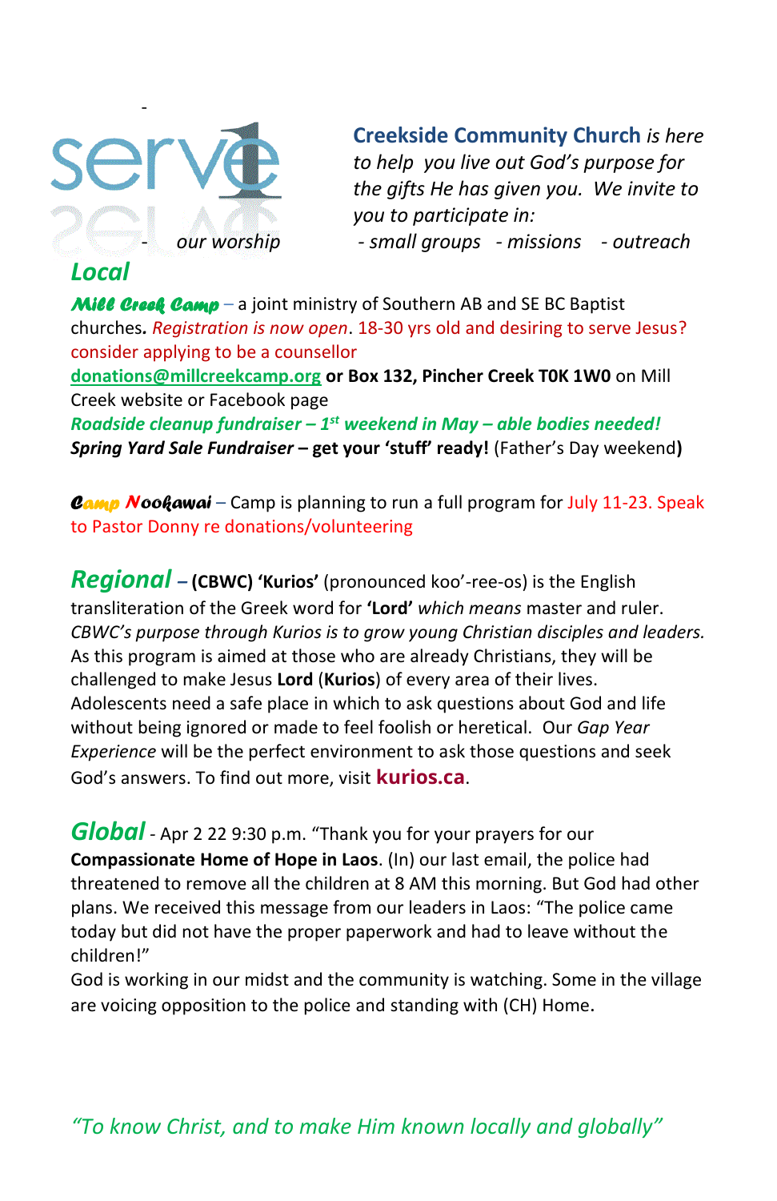serve

- our worship

**Creekside Community Church** *is here to help you live out God's purpose for the gifts He has given you. We invite to you to participate in:*

*- small groups - missions - outreach*

## Local

***Mill Creek Camp*** – a joint ministry of Southern AB and SE BC Baptist churches***.*** *Registration is now open*. 18-30 yrs old and desiring to serve Jesus? consider applying to be a counsellor

donations@millcreekcamp.org **or Box 132, Pincher Creek T0K 1W0** on Mill Creek website or Facebook page

***Roadside cleanup fundraiser – 1st weekend in May – able bodies needed!***

***Spring Yard Sale Fundraiser* – get your 'stuff' ready!** (Father's Day weekend**)**

***Camp Nookawai*** – Camp is planning to run a full program for July 11-23. Speak to Pastor Donny re donations/volunteering

## Regional

**– (CBWC) 'Kurios'** (pronounced koo'-ree-os) is the English transliteration of the Greek word for **'Lord'** *which means* master and ruler. *CBWC's purpose through Kurios is to grow young Christian disciples and leaders.* As this program is aimed at those who are already Christians, they will be challenged to make Jesus **Lord** (**Kurios**) of every area of their lives. Adolescents need a safe place in which to ask questions about God and life without being ignored or made to feel foolish or heretical. Our *Gap Year Experience* will be the perfect environment to ask those questions and seek God's answers. To find out more, visit **kurios.ca**.

## Global

- Apr 2 22 9:30 p.m. "Thank you for your prayers for our **Compassionate Home of Hope in Laos**. (In) our last email, the police had threatened to remove all the children at 8 AM this morning. But God had other plans. We received this message from our leaders in Laos: "The police came today but did not have the proper paperwork and had to leave without the children!"

God is working in our midst and the community is watching. Some in the village are voicing opposition to the police and standing with (CH) Home.

*"To know Christ, and to make Him known locally and globally"*